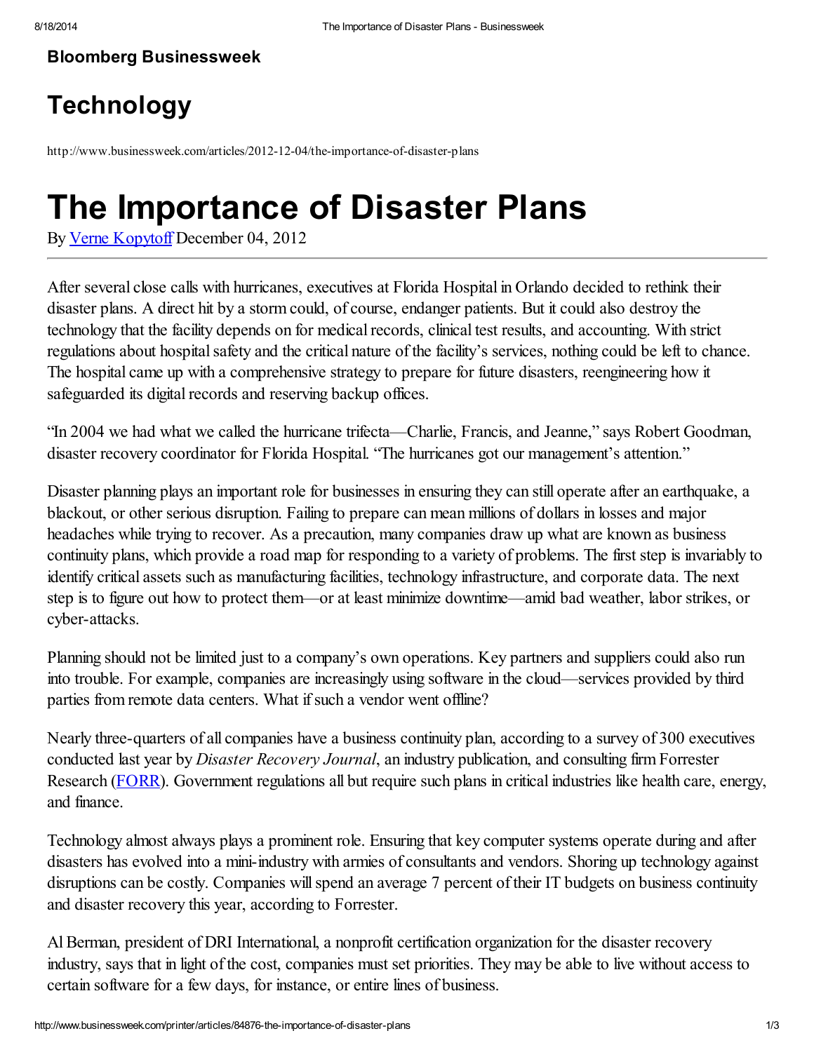**Bloomberg Businessweek**

## Technology

http://www.businessweek.com/articles/2012-12-04/the-importance-of-disaster-plans

# The Importance of Disaster Plans

By Verne Kopytoff December 04, 2012

After several close calls with hurricanes, executives at Florida Hospital in Orlando decided to rethink their disaster plans. A direct hit by a storm could, of course, endanger patients. But it could also destroy the technology that the facility depends on for medical records, clinical test results, and accounting. With strict regulations about hospital safety and the critical nature of the facility's services, nothing could be left to chance. The hospital came up with a comprehensive strategy to prepare for future disasters, reengineering how it safeguarded its digital records and reserving backup offices.

"In 2004 we had what we called the hurricane trifecta—Charlie, Francis, and Jeanne," says Robert Goodman, disaster recovery coordinator for Florida Hospital. "The hurricanes got our management's attention."

Disaster planning plays an important role for businesses in ensuring they can still operate after an earthquake, a blackout, or other serious disruption. Failing to prepare can mean millions of dollars in losses and major headaches while trying to recover. As a precaution, many companies draw up what are known as business continuity plans, which provide a road map for responding to a variety of problems. The first step is invariably to identify critical assets such as manufacturing facilities, technology infrastructure, and corporate data. The next step is to figure out how to protect them—or at least minimize downtime—amid bad weather, labor strikes, or cyber-attacks.

Planning should not be limited just to a company's own operations. Key partners and suppliers could also run into trouble. For example, companies are increasingly using software in the cloud—services provided by third parties from remote data centers. What if such a vendor went offline?

Nearly three-quarters of all companies have a business continuity plan, according to a survey of 300 executives conducted last year by *Disaster Recovery Journal*, an industry publication, and consulting firm Forrester Research (FORR). Government regulations all but require such plans in critical industries like health care, energy, and finance.

Technology almost always plays a prominent role. Ensuring that key computer systems operate during and after disasters has evolved into a mini-industry with armies of consultants and vendors. Shoring up technology against disruptions can be costly. Companies will spend an average 7 percent of their IT budgets on business continuity and disaster recovery this year, according to Forrester.

Al Berman, president of DRI International, a nonprofit certification organization for the disaster recovery industry, says that in light of the cost, companies must set priorities. They may be able to live without access to certain software for a few days, for instance, or entire lines of business.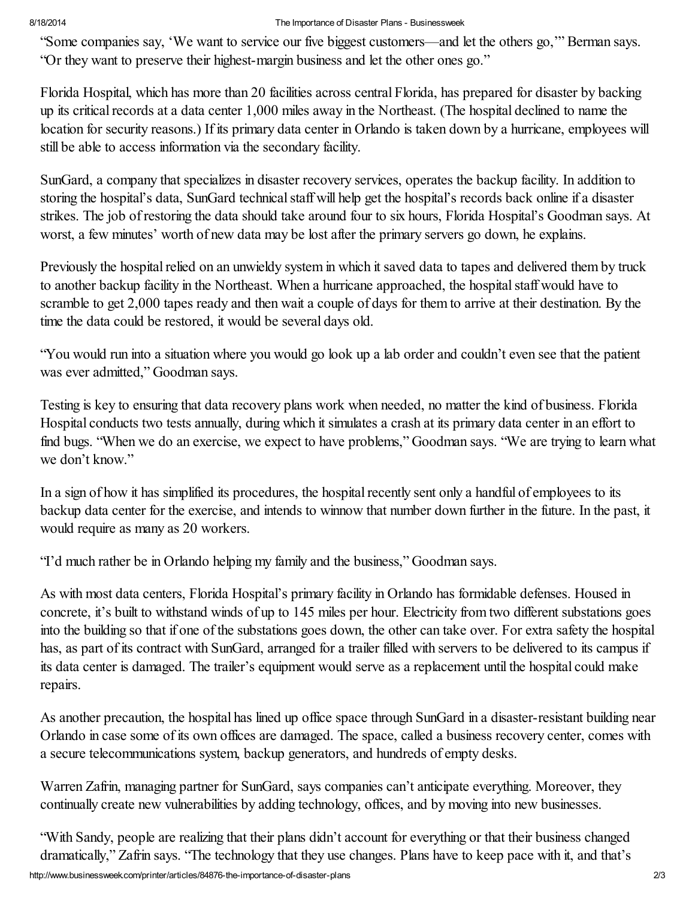"Some companies say, 'We want to service our five biggest customers—and let the others go,'" Berman says. "Or they want to preserve their highest-margin business and let the other ones go."

Florida Hospital, which has more than 20 facilities across central Florida, has prepared for disaster by backing up its critical records at a data center 1,000 miles away in the Northeast. (The hospital declined to name the location for security reasons.) If its primary data center in Orlando is taken down by a hurricane, employees will still be able to access information via the secondary facility.

SunGard, a company that specializes in disaster recovery services, operates the backup facility. In addition to storing the hospital's data, SunGard technical staff will help get the hospital's records back online if a disaster strikes. The job of restoring the data should take around four to six hours, Florida Hospital's Goodman says. At worst, a few minutes' worth of new data may be lost after the primary servers go down, he explains.

Previously the hospital relied on an unwieldy system in which it saved data to tapes and delivered them by truck to another backup facility in the Northeast. When a hurricane approached, the hospital staff would have to scramble to get 2,000 tapes ready and then wait a couple of days for them to arrive at their destination. By the time the data could be restored, it would be several days old.

"You would run into a situation where you would go look up a lab order and couldn't even see that the patient was ever admitted," Goodman says.

Testing is key to ensuring that data recovery plans work when needed, no matter the kind of business. Florida Hospital conducts two tests annually, during which it simulates a crash at its primary data center in an effort to find bugs. "When we do an exercise, we expect to have problems," Goodman says. "We are trying to learn what we don't know."

In a sign of how it has simplified its procedures, the hospital recently sent only a handful of employees to its backup data center for the exercise, and intends to winnow that number down further in the future. In the past, it would require as many as 20 workers.

"I'd much rather be in Orlando helping my family and the business," Goodman says.

As with most data centers, Florida Hospital's primary facility in Orlando has formidable defenses. Housed in concrete, it's built to withstand winds of up to 145 miles per hour. Electricity from two different substations goes into the building so that if one of the substations goes down, the other can take over. For extra safety the hospital has, as part of its contract with SunGard, arranged for a trailer filled with servers to be delivered to its campus if its data center is damaged. The trailer's equipment would serve as a replacement until the hospital could make repairs.

As another precaution, the hospital has lined up office space through SunGard in a disaster-resistant building near Orlando in case some of its own offices are damaged. The space, called a business recovery center, comes with a secure telecommunications system, backup generators, and hundreds of empty desks.

Warren Zafrin, managing partner for SunGard, says companies can't anticipate everything. Moreover, they continually create new vulnerabilities by adding technology, offices, and by moving into new businesses.

"With Sandy, people are realizing that their plans didn't account for everything or that their business changed dramatically," Zafrin says. "The technology that they use changes. Plans have to keep pace with it, and that's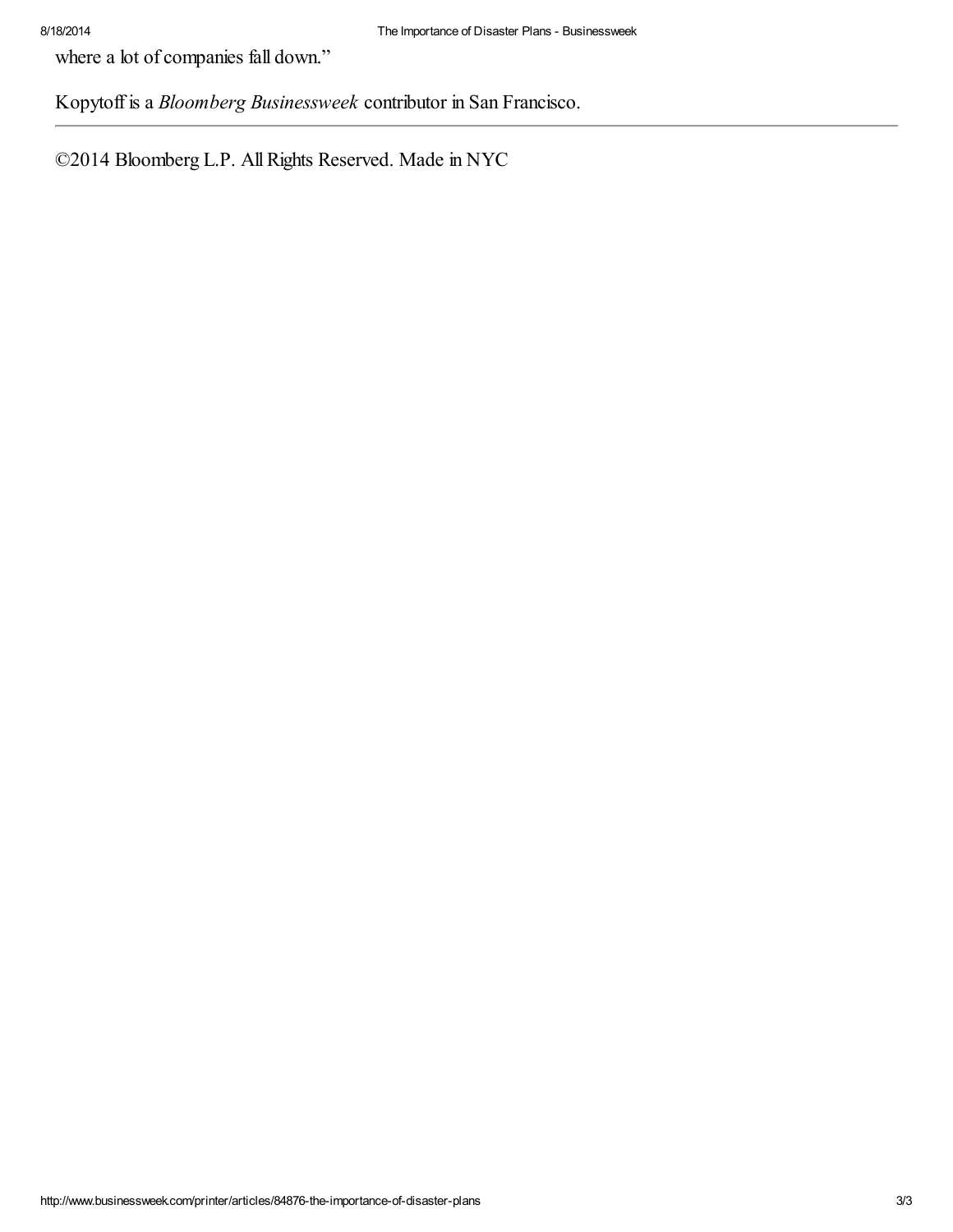where a lot of companies fall down."

Kopytoff is a *Bloomberg Businessweek* contributor in San Francisco.

---

©2014 Bloomberg L.P. All Rights Reserved. Made in NYC